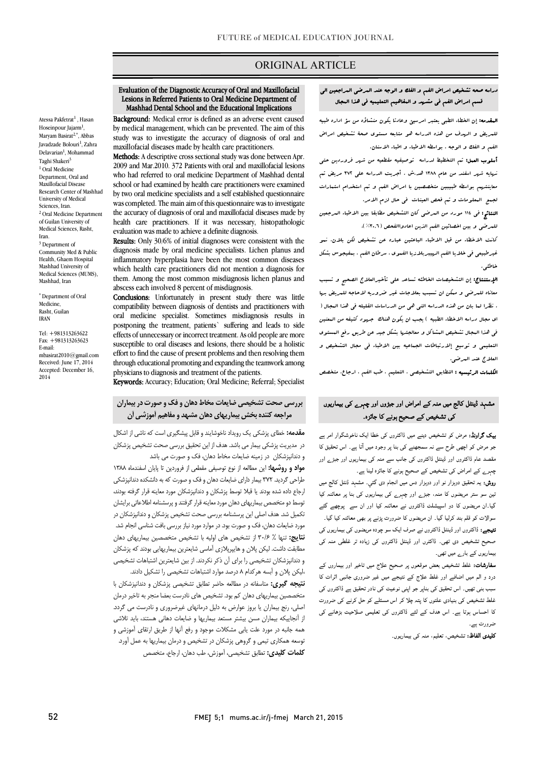# ORIGINAL ARTICLE

## Evaluation of the Diagnostic Accuracy of Oral and Maxillofacial Lesions in Referred Patients to Oral Medicine Department of Mashhad Dental School and the Educational Implications

Atessa Pakfetrat[1], Hasan Hoseinpour Jajarm[1], Maryam Basirat[2,*], Abbas Javadzade Bolouri[1], Zahra Delavarian[1], Mohammad Taghi Shakeri[3]

[1] Oral Medicine Department, Oral and Maxillofacial Disease Research Center of Mashhad University of Medical Sciences, Iran.

[2] Oral Medicine Department of Guilan University of Medical Sciences, Rasht, Iran.

[3] Department of Community Med & Public Health, Ghaem Hospital Mashhad University of Medical Sciences (MUMS), Mashhad, Iran

* Department of Oral Medicine, Rasht, Guilan IRAN

Tel: +981313263622
Fax: +981313263623
E-mail: mbasirat2010@gmail.com
Received: June 17, 2014
Accepted: December 16, 2014

**Background:** Medical error is defined as an adverse event caused by medical management, which can be prevented. The aim of this study was to investigate the accuracy of diagnosis of oral and maxillofacial diseases made by health care practitioners.

**Methods:** A descriptive cross sectional study was done between Apr. 2009 and Mar.2010. 372 Patients with oral and maxillofacial lesions who had referred to oral medicine Department of Mashhad dental school or had examined by health care practitioners were examined by two oral medicine specialists and a self established questionnaire was completed. The main aim of this questionnaire was to investigate the accuracy of diagnosis of oral and maxillofacial diseases made by health care practitioners. If it was necessary, histopathologic evaluation was made to achieve a definite diagnosis.

**Results:** Only 30/6% of initial diagnoses were consistent with the diagnosis made by oral medicine specialists. Lichen planus and inflammatory hyperplasia have been the most common diseases which health care practitioners did not mention a diagnosis for them. Among the most common misdiagnosis lichen planus and abscess each involved 8 percent of misdiagnosis.

**Conclusions:** Unfortunately in present study there was little compatibility between diagnosis of dentists and practitioners with oral medicine specialist. Sometimes misdiagnosis results in postponing the treatment, patients` suffering and leads to side effects of unnecessary or incorrect treatment. As old people are more susceptible to oral diseases and lesions, there should be a holistic effort to find the cause of present problems and then resolving them through educational promoting and expanding the teamwork among physicians to diagnosis and treatment of the patients.

**Keywords:** Accuracy; Education; Oral Medicine; Referral; Specialist

## دراسه صحه تشخیص امراض الفم و الفك و الوجه عند المرضى المراجعین الى قسم امراض الفم فى مشهد و المفاهیم التعلیمیه فى هذا المجال

**المقدمه:** إن الخطاء الطبي يعتبر امرسيئ وعادتا يكون منشاؤه من سؤ اداره طبيه للمريض و الهدف من هذه الدراسه هو متابعه مستوى صحة تشخيص امراض الفم و الفك و الوجه ، بواسطه الاطباء و اطباء الاسنان.

**أسلوب العمل:** تم التخطيط لدراسه توصيفيه مقطعيه من شهر فروردين حتى نهايه شهر اسفند من عام ١٣٨٨ هـ.ش . أجريت الدراسه على ٣٧٢ مريض تم معاينتهم بواسطه طبيبين متخصصين با امراض الفم و تم استخدام استمارات لجمع المعلومات و تم فحص العينات في حال لزم الامر.

**النتائج:** في ١١٤ مورد من المرضى كان التشخيص مطابقا بين الاطباء المرجعين للمرضى و بين اخصائيين الفم الذين اعادوالفحص (٣٠.٦٪).

كانت الاخطاء من قبل الاطباء الباعثين عباره عن تشخيص لكن پلان، نمو غيرطبيعي في خلايا الفم الربيربلازيا الفموي ، سرطان الفم ، بمفيجوس بشكل خاطئي.

**الإستنتاج:** إن التشخيصات الخاطئه تساعد على تأخيرالعلاج الصحيح و تسبب معاناه للمرضى و ممكن ان تسبب بعلاجات غير ضروريه لاحاجه للمريض بها . نظرا لما بان من هذه الدراسه التى هي من الدراسات القليله في هذا المجال ( اي مجال دراسه الاخطاء الطبيه ) يجب ان يكون هناك جهود كثيفه من المعنيين في هذا المجال تشخيص المشاكل و معالجتها بشكل جيد عن طريق رفع المستوى التعليمى و توسيع الإرتباطات الجماعيه بين الاطباء في مجال التشخيص و العلاج عند المرضى.

**الكلمات الرئيسيه :** التطابق التشخيصي ، التعليم ، طب الفم ، ارجاع، متخصص

## بررسی صحت تشخیصی ضایعات مخاط دهان و فک و صورت در بیماران مراجعه کننده بخش بیماریهای دهان مشهد و مفاهیم آموزشی آن

**مقدمه:** خطای پزشکی یک رویداد ناخوشایند و قابل پیشگیری است که ناشی از اشکال در مدیریت پزشکی بیمار می باشد. هدف از این تحقیق بررسی صحت تشخیص پزشکان و دندانپزشکان در زمینه ضایعات مخاط دهان، فک و صورت می باشد

**مواد و روشها:** این مطالعه از نوع توصیفی مقطعی از فروردین تا پایان اسفندماه ۱۳۸۸ طراحی گردید. ۳۷۲ بیمار دارای ضایعات دهان و فک و صورت که به دانشکده دندانپزشکی ارجاع داده شده بودند یا قبلا توسط پزشکان و دندانپزشکان مورد معاینه قرار گرفته بودند، توسط دو متخصص بیماریهای دهان مورد معاینه قرار گرفتند و پرسشنامه اطلاعاتی برایشان تکمیل شد. هدف اصلی این پرسشنامه بررسی صحت تشخیص پزشکان و دندانپزشکان در مورد ضایعات دهان، فک و صورت بود. در موارد مورد نیاز بررسی بافت شناسی انجام شد.

**نتایج:** تنها ٪ ۳۰/۶ از تشخیص های اولیه با تشخیص متخصصین بیماریهای دهان مطابقت داشت. لیکن پلان و هایپرپلازی آماسی شایعترین بیماریهایی بودند که پزشکان و دندانپزشکان تشخیصی را برای آن ذکر نکردند. از بین شایعترین اشتباهات تشخیصی ،لیکن پلان و آبسه هرکدام ۸ درصد موارد اشتباهات تشخیصی را تشکیل دادند.

**نتیجه گیری:** متاسفانه در مطالعه حاضر تطابق تشخیصی پزشکان و دندانپزشکان با متخصصین بیماریهای دهان کم بود. تشخیص های نادرست بعضا منجر به تاخیر درمان اصلی، رنج بیماران یا بروز عوارض به دلیل درمانهای غیرضروری و نادرست می گردد. از آنجاییکه بیماران مسن بیشتر مستعد بیماریها و ضایعات دهانی هستند، باید تلاشی همه جانبه در مورد علت یابی مشکلات موجود و رفع آنها از طریق ارتقای آموزشی و توسعه همکاری تیمی و گروهی پزشکان در تشخیص و درمان بیماریها به عمل آورد.

**کلمات کلیدی:** تطابق تشخیصی، آموزش، طب دهان، ارجاع، متخصص

## مشہد ڈینٹل کالج میں منہ کے امراض اور جبڑوں اور چہرے کی بیماریوں کی تشخیص کے صحیح ہونے کا جائزہ۔

**بیک گراونڈ:** مرض کو تشخیص دینے میں ڈاکٹروں کی خطا ایک ناخوشگوار امر ہے جو مرض کو اچھی طرح سے نہ سمجھنے کی بنا پر وجود میں آتا ہے۔ اس تحقیق کا مقصد عام ڈاکٹروں اور ڈینٹل ڈاکٹروں کی جانب سے منہ کی بیماریوں اور جبڑے اور چہرے کے امراض کی تشخیص کے صحیح ہونے کا جائزہ لینا ہے۔

**روش:** یہ تحقیق دوہزار نو اور دوہزار دس میں انجام دی گئي۔ مشہد ڈنٹل کالج میں تین سو ستر مریضوں کا منہ، جبڑے اور چہرے کی بیماریوں کی بنا پر معائنہ کیا گیا۔ان مریضوں کا دو اسپیشلٹ ڈاکٹروں نے معائنہ کیا اور ان سے پوچھے گئے سوالات کو قلم بند کرلیا گیا۔ ان مریضوں کا ضرورت پڑنے پر بھی معائنہ کیا گیا۔

**نتیجے:** ڈاکٹروں اور ڈینٹل ڈاکٹروں نے صرف ایک سو چودہ مریضوں کی بیماریوں کی صحیح تشخیص دی تھی۔ ڈاکٹروں اور ڈینٹل ڈاکٹروں کی زیادہ تر غلطی منہ کی بیماریوں کے بارے میں تھی۔

**سفارشات:** غلط تشخیص بعض موقعوں پر صحیح علاج میں تاخیر اور بیماروں کے درد و الم میں اضافے اور غلط علاج کے نتیجے میں غیر ضروری جانبی اثرات کا سبب بنی تھیں۔ اس تحقیق کی بنا پر جو اپنی نوعیت کی نادر تحقیق ہے ڈاکٹروں کی غلط تشخیص کی بنیادی علتوں کا پتہ چلا کر اس مسئلے کو حل کرنے کی ضرورت کا احساس ہوتا ہے۔ اس ھدف کے لئے ڈاکٹروں کی تعلیمی صلاحیت بڑھانے کی ضرورت ہے۔

**کلیدی الفاظ:** تشخیص، تعلیم، منہ کی بیماریوں۔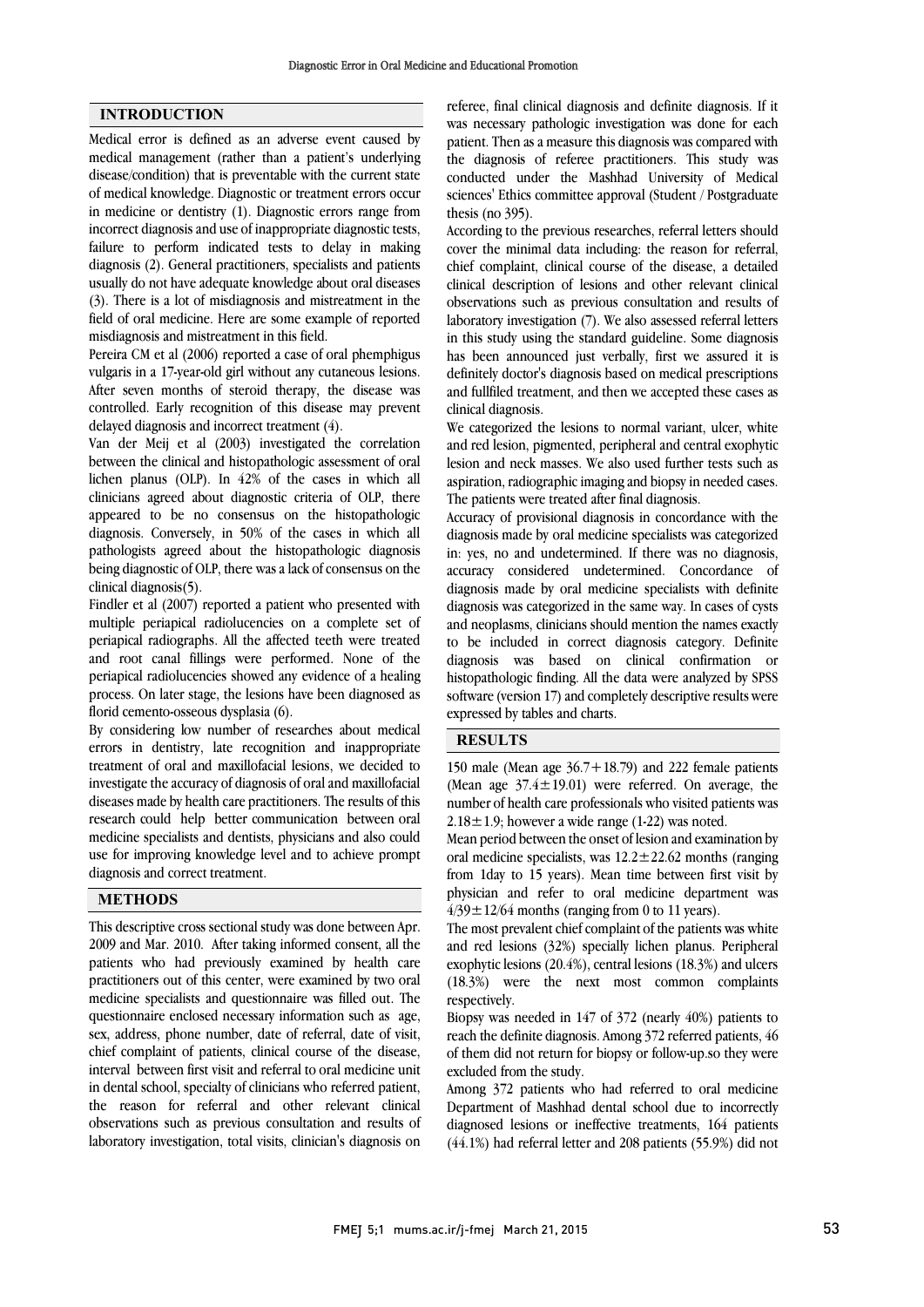## INTRODUCTION

Medical error is defined as an adverse event caused by medical management (rather than a patient's underlying disease/condition) that is preventable with the current state of medical knowledge. Diagnostic or treatment errors occur in medicine or dentistry (1). Diagnostic errors range from incorrect diagnosis and use of inappropriate diagnostic tests, failure to perform indicated tests to delay in making diagnosis (2). General practitioners, specialists and patients usually do not have adequate knowledge about oral diseases (3). There is a lot of misdiagnosis and mistreatment in the field of oral medicine. Here are some example of reported misdiagnosis and mistreatment in this field.

Pereira CM et al (2006) reported a case of oral phemphigus vulgaris in a 17-year-old girl without any cutaneous lesions. After seven months of steroid therapy, the disease was controlled. Early recognition of this disease may prevent delayed diagnosis and incorrect treatment (4).

Van der Meij et al (2003) investigated the correlation between the clinical and histopathologic assessment of oral lichen planus (OLP). In 42% of the cases in which all clinicians agreed about diagnostic criteria of OLP, there appeared to be no consensus on the histopathologic diagnosis. Conversely, in 50% of the cases in which all pathologists agreed about the histopathologic diagnosis being diagnostic of OLP, there was a lack of consensus on the clinical diagnosis(5).

Findler et al (2007) reported a patient who presented with multiple periapical radiolucencies on a complete set of periapical radiographs. All the affected teeth were treated and root canal fillings were performed. None of the periapical radiolucencies showed any evidence of a healing process. On later stage, the lesions have been diagnosed as florid cemento-osseous dysplasia (6).

By considering low number of researches about medical errors in dentistry, late recognition and inappropriate treatment of oral and maxillofacial lesions, we decided to investigate the accuracy of diagnosis of oral and maxillofacial diseases made by health care practitioners. The results of this research could help better communication between oral medicine specialists and dentists, physicians and also could use for improving knowledge level and to achieve prompt diagnosis and correct treatment.

## METHODS

This descriptive cross sectional study was done between Apr. 2009 and Mar. 2010. After taking informed consent, all the patients who had previously examined by health care practitioners out of this center, were examined by two oral medicine specialists and questionnaire was filled out. The questionnaire enclosed necessary information such as age, sex, address, phone number, date of referral, date of visit, chief complaint of patients, clinical course of the disease, interval between first visit and referral to oral medicine unit in dental school, specialty of clinicians who referred patient, the reason for referral and other relevant clinical observations such as previous consultation and results of laboratory investigation, total visits, clinician's diagnosis on referee, final clinical diagnosis and definite diagnosis. If it was necessary pathologic investigation was done for each patient. Then as a measure this diagnosis was compared with the diagnosis of referee practitioners. This study was conducted under the Mashhad University of Medical sciences' Ethics committee approval (Student / Postgraduate thesis (no 395).

According to the previous researches, referral letters should cover the minimal data including: the reason for referral, chief complaint, clinical course of the disease, a detailed clinical description of lesions and other relevant clinical observations such as previous consultation and results of laboratory investigation (7). We also assessed referral letters in this study using the standard guideline. Some diagnosis has been announced just verbally, first we assured it is definitely doctor's diagnosis based on medical prescriptions and fullfiled treatment, and then we accepted these cases as clinical diagnosis.

We categorized the lesions to normal variant, ulcer, white and red lesion, pigmented, peripheral and central exophytic lesion and neck masses. We also used further tests such as aspiration, radiographic imaging and biopsy in needed cases. The patients were treated after final diagnosis.

Accuracy of provisional diagnosis in concordance with the diagnosis made by oral medicine specialists was categorized in: yes, no and undetermined. If there was no diagnosis, accuracy considered undetermined. Concordance of diagnosis made by oral medicine specialists with definite diagnosis was categorized in the same way. In cases of cysts and neoplasms, clinicians should mention the names exactly to be included in correct diagnosis category. Definite diagnosis was based on clinical confirmation or histopathologic finding. All the data were analyzed by SPSS software (version 17) and completely descriptive results were expressed by tables and charts.

## RESULTS

150 male (Mean age 36.7+18.79) and 222 female patients (Mean age 37.4±19.01) were referred. On average, the number of health care professionals who visited patients was 2.18±1.9; however a wide range (1-22) was noted.

Mean period between the onset of lesion and examination by oral medicine specialists, was 12.2±22.62 months (ranging from 1day to 15 years). Mean time between first visit by physician and refer to oral medicine department was 4/39±12/64 months (ranging from 0 to 11 years).

The most prevalent chief complaint of the patients was white and red lesions (32%) specially lichen planus. Peripheral exophytic lesions (20.4%), central lesions (18.3%) and ulcers (18.3%) were the next most common complaints respectively.

Biopsy was needed in 147 of 372 (nearly 40%) patients to reach the definite diagnosis. Among 372 referred patients, 46 of them did not return for biopsy or follow-up.so they were excluded from the study.

Among 372 patients who had referred to oral medicine Department of Mashhad dental school due to incorrectly diagnosed lesions or ineffective treatments, 164 patients (44.1%) had referral letter and 208 patients (55.9%) did not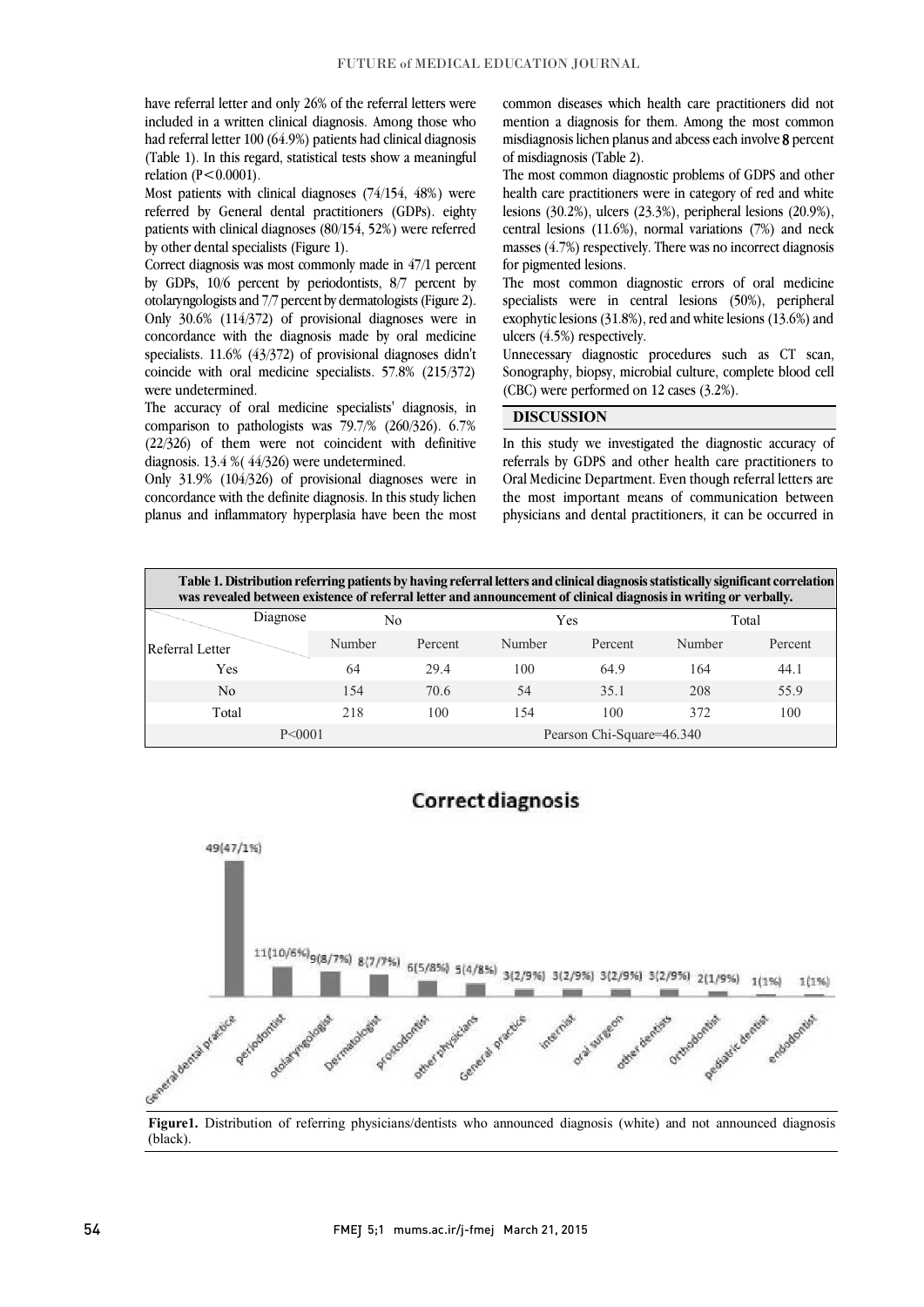have referral letter and only 26% of the referral letters were included in a written clinical diagnosis. Among those who had referral letter 100 (64.9%) patients had clinical diagnosis (Table 1). In this regard, statistical tests show a meaningful relation ($P<0.0001$).

Most patients with clinical diagnoses (74/154, 48%) were referred by General dental practitioners (GDPs). eighty patients with clinical diagnoses (80/154, 52%) were referred by other dental specialists (Figure 1).

Correct diagnosis was most commonly made in 47/1 percent by GDPs, 10/6 percent by periodontists, 8/7 percent by otolaryngologists and 7/7 percent by dermatologists (Figure 2). Only 30.6% (114/372) of provisional diagnoses were in concordance with the diagnosis made by oral medicine specialists. 11.6% (43/372) of provisional diagnoses didn't coincide with oral medicine specialists. 57.8% (215/372) were undetermined.

The accuracy of oral medicine specialists' diagnosis, in comparison to pathologists was 79.7/% (260/326). 6.7% (22/326) of them were not coincident with definitive diagnosis. 13.4 %( 44/326) were undetermined.

Only 31.9% (104/326) of provisional diagnoses were in concordance with the definite diagnosis. In this study lichen planus and inflammatory hyperplasia have been the most common diseases which health care practitioners did not mention a diagnosis for them. Among the most common misdiagnosis lichen planus and abcess each involve 8 percent of misdiagnosis (Table 2).

The most common diagnostic problems of GDPS and other health care practitioners were in category of red and white lesions (30.2%), ulcers (23.3%), peripheral lesions (20.9%), central lesions (11.6%), normal variations (7%) and neck masses (4.7%) respectively. There was no incorrect diagnosis for pigmented lesions.

The most common diagnostic errors of oral medicine specialists were in central lesions (50%), peripheral exophytic lesions (31.8%), red and white lesions (13.6%) and ulcers (4.5%) respectively.

Unnecessary diagnostic procedures such as CT scan, Sonography, biopsy, microbial culture, complete blood cell (CBC) were performed on 12 cases (3.2%).

## DISCUSSION

In this study we investigated the diagnostic accuracy of referrals by GDPS and other health care practitioners to Oral Medicine Department. Even though referral letters are the most important means of communication between physicians and dental practitioners, it can be occurred in

**Table 1. Distribution referring patients by having referral letters and clinical diagnosis statistically significant correlation was revealed between existence of referral letter and announcement of clinical diagnosis in writing or verbally.**

| Referral Letter \ Diagnose | No | | Yes | | Total | |
|---|---|---|---|---|---|---|
| | Number | Percent | Number | Percent | Number | Percent |
| Yes | 64 | 29.4 | 100 | 64.9 | 164 | 44.1 |
| No | 154 | 70.6 | 54 | 35.1 | 208 | 55.9 |
| Total | 218 | 100 | 154 | 100 | 372 | 100 |
| P<0001 | | | Pearson Chi-Square=46.340 | | | |

**Correct diagnosis**

| General dental practice | periodontist | otolaryngologist | Dermatologist | prostodontist | other physicians | General practice | internist | oral surgeon | other dentists | Orthodontist | pediatric dentist | endodontist |
|---|---|---|---|---|---|---|---|---|---|---|---|---|
| 49(47/1%) | 11(10/6%) | 9(8/7%) | 8(7/7%) | 6(5/8%) | 5(4/8%) | 3(2/9%) | 3(2/9%) | 3(2/9%) | 3(2/9%) | 2(1/9%) | 1(1%) | 1(1%) |

**Figure1.** Distribution of referring physicians/dentists who announced diagnosis (white) and not announced diagnosis (black).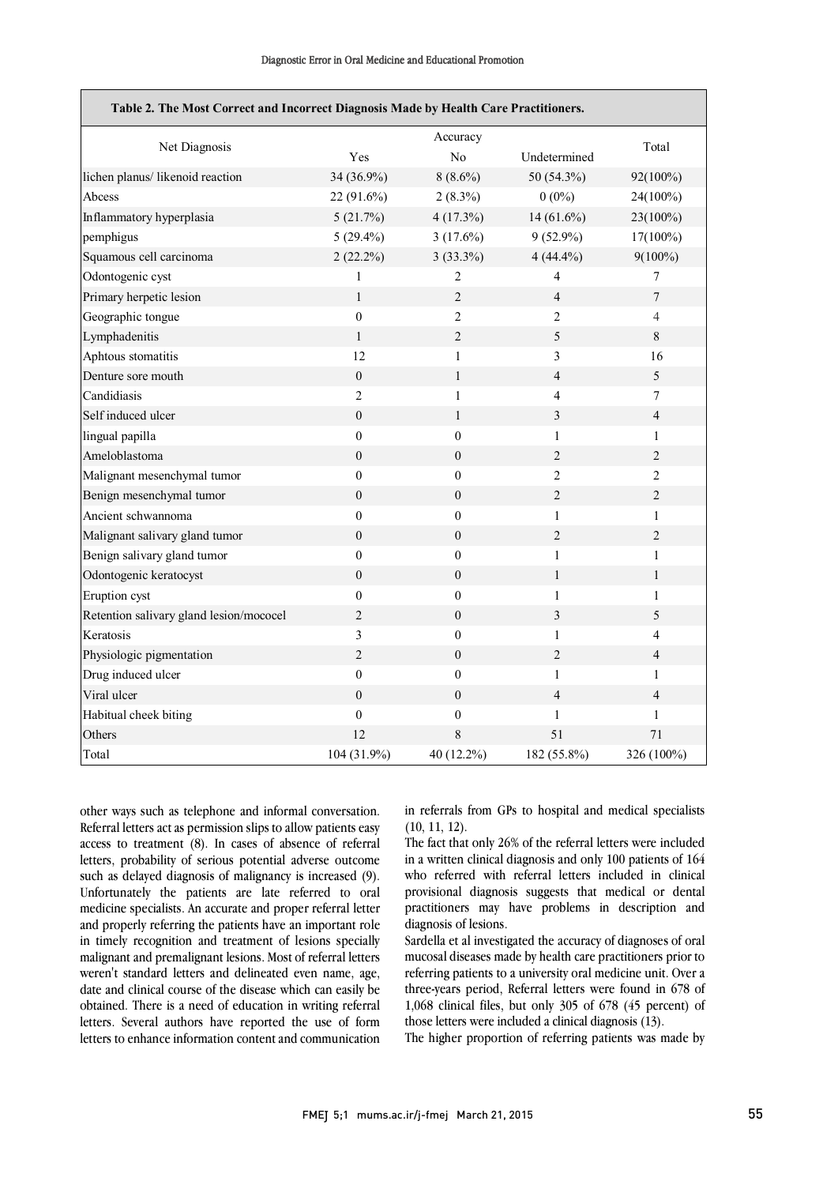**Table 2. The Most Correct and Incorrect Diagnosis Made by Health Care Practitioners.**

| Net Diagnosis | Accuracy | | | Total |
|---|---|---|---|---|
| | Yes | No | Undetermined | |
| lichen planus/ likenoid reaction | 34 (36.9%) | 8 (8.6%) | 50 (54.3%) | 92(100%) |
| Abcess | 22 (91.6%) | 2 (8.3%) | 0 (0%) | 24(100%) |
| Inflammatory hyperplasia | 5 (21.7%) | 4 (17.3%) | 14 (61.6%) | 23(100%) |
| pemphigus | 5 (29.4%) | 3 (17.6%) | 9 (52.9%) | 17(100%) |
| Squamous cell carcinoma | 2 (22.2%) | 3 (33.3%) | 4 (44.4%) | 9(100%) |
| Odontogenic cyst | 1 | 2 | 4 | 7 |
| Primary herpetic lesion | 1 | 2 | 4 | 7 |
| Geographic tongue | 0 | 2 | 2 | 4 |
| Lymphadenitis | 1 | 2 | 5 | 8 |
| Aphtous stomatitis | 12 | 1 | 3 | 16 |
| Denture sore mouth | 0 | 1 | 4 | 5 |
| Candidiasis | 2 | 1 | 4 | 7 |
| Self induced ulcer | 0 | 1 | 3 | 4 |
| lingual papilla | 0 | 0 | 1 | 1 |
| Ameloblastoma | 0 | 0 | 2 | 2 |
| Malignant mesenchymal tumor | 0 | 0 | 2 | 2 |
| Benign mesenchymal tumor | 0 | 0 | 2 | 2 |
| Ancient schwannoma | 0 | 0 | 1 | 1 |
| Malignant salivary gland tumor | 0 | 0 | 2 | 2 |
| Benign salivary gland tumor | 0 | 0 | 1 | 1 |
| Odontogenic keratocyst | 0 | 0 | 1 | 1 |
| Eruption cyst | 0 | 0 | 1 | 1 |
| Retention salivary gland lesion/mococel | 2 | 0 | 3 | 5 |
| Keratosis | 3 | 0 | 1 | 4 |
| Physiologic pigmentation | 2 | 0 | 2 | 4 |
| Drug induced ulcer | 0 | 0 | 1 | 1 |
| Viral ulcer | 0 | 0 | 4 | 4 |
| Habitual cheek biting | 0 | 0 | 1 | 1 |
| Others | 12 | 8 | 51 | 71 |
| Total | 104 (31.9%) | 40 (12.2%) | 182 (55.8%) | 326 (100%) |

other ways such as telephone and informal conversation. Referral letters act as permission slips to allow patients easy access to treatment (8). In cases of absence of referral letters, probability of serious potential adverse outcome such as delayed diagnosis of malignancy is increased (9). Unfortunately the patients are late referred to oral medicine specialists. An accurate and proper referral letter and properly referring the patients have an important role in timely recognition and treatment of lesions specially malignant and premalignant lesions. Most of referral letters weren't standard letters and delineated even name, age, date and clinical course of the disease which can easily be obtained. There is a need of education in writing referral letters. Several authors have reported the use of form letters to enhance information content and communication in referrals from GPs to hospital and medical specialists (10, 11, 12).

The fact that only 26% of the referral letters were included in a written clinical diagnosis and only 100 patients of 164 who referred with referral letters included in clinical provisional diagnosis suggests that medical or dental practitioners may have problems in description and diagnosis of lesions.

Sardella et al investigated the accuracy of diagnoses of oral mucosal diseases made by health care practitioners prior to referring patients to a university oral medicine unit. Over a three-years period, Referral letters were found in 678 of 1,068 clinical files, but only 305 of 678 (45 percent) of those letters were included a clinical diagnosis (13).

The higher proportion of referring patients was made by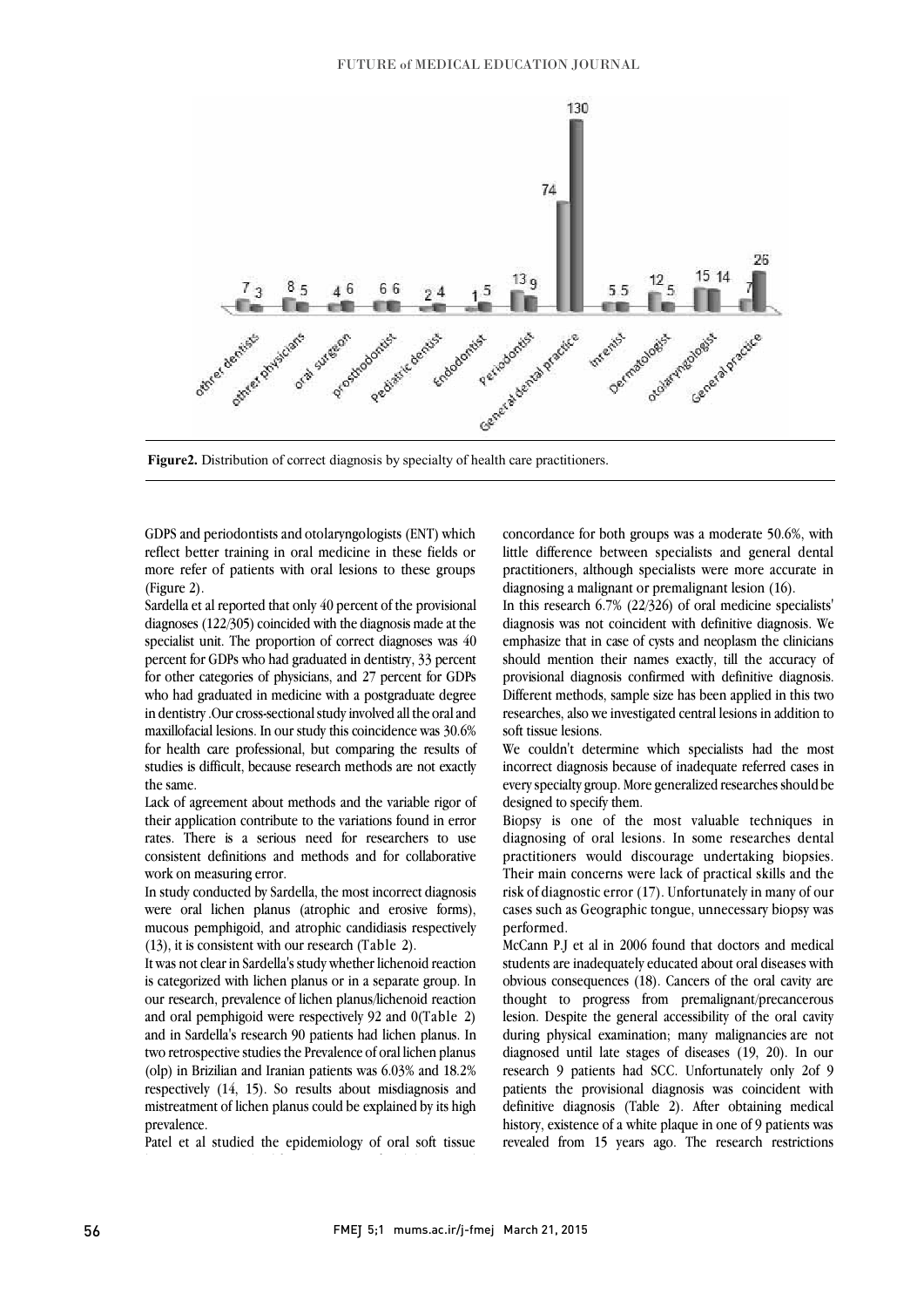Figure2. Distribution of correct diagnosis by specialty of health care practitioners.

GDPS and periodontists and otolaryngologists (ENT) which reflect better training in oral medicine in these fields or more refer of patients with oral lesions to these groups (Figure 2).

Sardella et al reported that only 40 percent of the provisional diagnoses (122/305) coincided with the diagnosis made at the specialist unit. The proportion of correct diagnoses was 40 percent for GDPs who had graduated in dentistry, 33 percent for other categories of physicians, and 27 percent for GDPs who had graduated in medicine with a postgraduate degree in dentistry .Our cross-sectional study involved all the oral and maxillofacial lesions. In our study this coincidence was 30.6% for health care professional, but comparing the results of studies is difficult, because research methods are not exactly the same.

Lack of agreement about methods and the variable rigor of their application contribute to the variations found in error rates. There is a serious need for researchers to use consistent definitions and methods and for collaborative work on measuring error.

In study conducted by Sardella, the most incorrect diagnosis were oral lichen planus (atrophic and erosive forms), mucous pemphigoid, and atrophic candidiasis respectively (13), it is consistent with our research (Table 2).

It was not clear in Sardella's study whether lichenoid reaction is categorized with lichen planus or in a separate group. In our research, prevalence of lichen planus/lichenoid reaction and oral pemphigoid were respectively 92 and 0(Table 2) and in Sardella's research 90 patients had lichen planus. In two retrospective studies the Prevalence of oral lichen planus (olp) in Brizilian and Iranian patients was 6.03% and 18.2% respectively (14, 15). So results about misdiagnosis and mistreatment of lichen planus could be explained by its high prevalence.

Patel et al studied the epidemiology of oral soft tissue

concordance for both groups was a moderate 50.6%, with little difference between specialists and general dental practitioners, although specialists were more accurate in diagnosing a malignant or premalignant lesion (16).

In this research 6.7% (22/326) of oral medicine specialists' diagnosis was not coincident with definitive diagnosis. We emphasize that in case of cysts and neoplasm the clinicians should mention their names exactly, till the accuracy of provisional diagnosis confirmed with definitive diagnosis. Different methods, sample size has been applied in this two researches, also we investigated central lesions in addition to soft tissue lesions.

We couldn't determine which specialists had the most incorrect diagnosis because of inadequate referred cases in every specialty group. More generalized researches should be designed to specify them.

Biopsy is one of the most valuable techniques in diagnosing of oral lesions. In some researches dental practitioners would discourage undertaking biopsies. Their main concerns were lack of practical skills and the risk of diagnostic error (17). Unfortunately in many of our cases such as Geographic tongue, unnecessary biopsy was performed.

McCann P.J et al in 2006 found that doctors and medical students are inadequately educated about oral diseases with obvious consequences (18). Cancers of the oral cavity are thought to progress from premalignant/precancerous lesion. Despite the general accessibility of the oral cavity during physical examination; many malignancies are not diagnosed until late stages of diseases (19, 20). In our research 9 patients had SCC. Unfortunately only 2of 9 patients the provisional diagnosis was coincident with definitive diagnosis (Table 2). After obtaining medical history, existence of a white plaque in one of 9 patients was revealed from 15 years ago. The research restrictions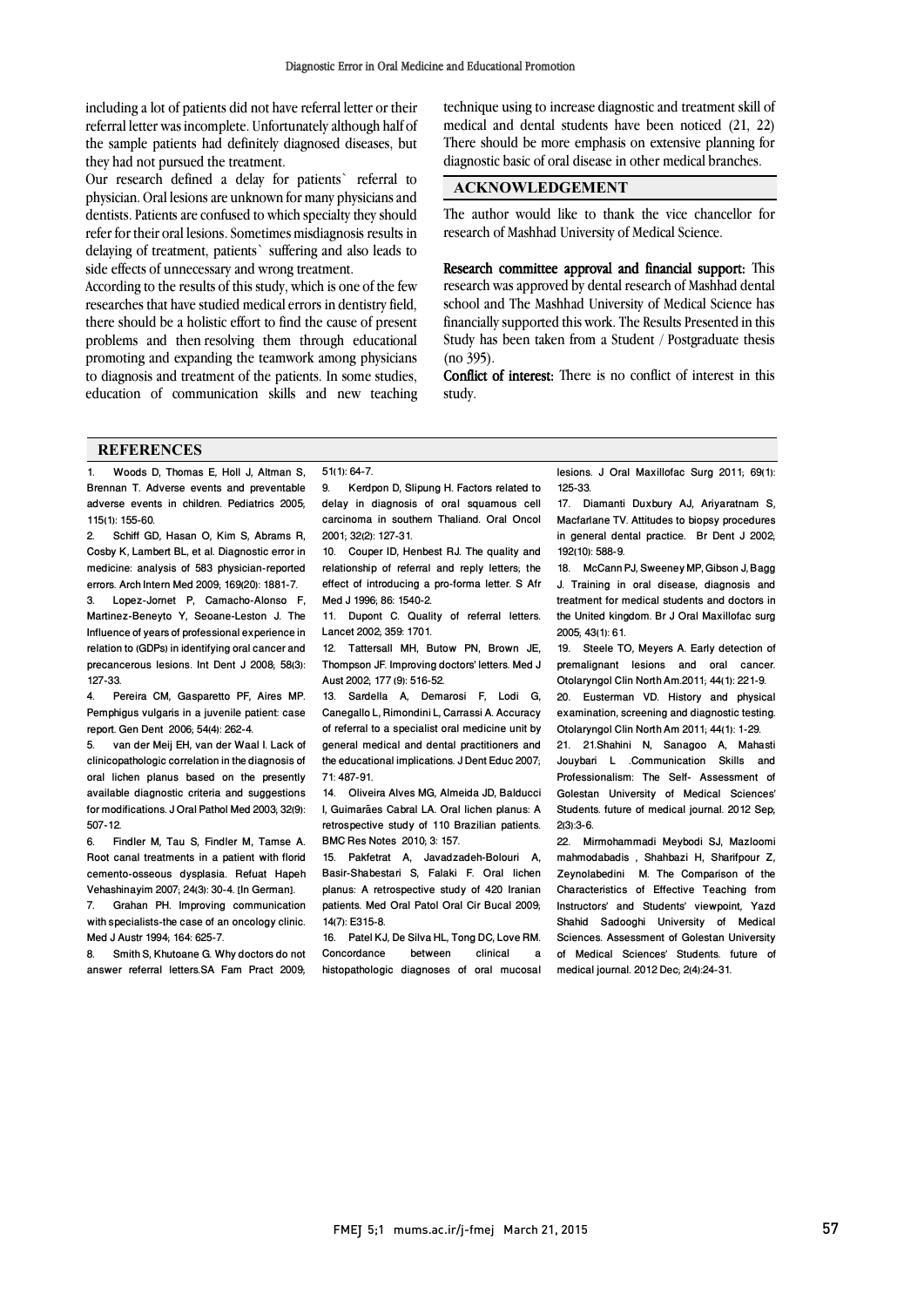including a lot of patients did not have referral letter or their referral letter was incomplete. Unfortunately although half of the sample patients had definitely diagnosed diseases, but they had not pursued the treatment.

Our research defined a delay for patients` referral to physician. Oral lesions are unknown for many physicians and dentists. Patients are confused to which specialty they should refer for their oral lesions. Sometimes misdiagnosis results in delaying of treatment, patients` suffering and also leads to side effects of unnecessary and wrong treatment.

According to the results of this study, which is one of the few researches that have studied medical errors in dentistry field, there should be a holistic effort to find the cause of present problems and then resolving them through educational promoting and expanding the teamwork among physicians to diagnosis and treatment of the patients. In some studies, education of communication skills and new teaching technique using to increase diagnostic and treatment skill of medical and dental students have been noticed (21, 22) There should be more emphasis on extensive planning for diagnostic basic of oral disease in other medical branches.

## ACKNOWLEDGEMENT

The author would like to thank the vice chancellor for research of Mashhad University of Medical Science.

**Research committee approval and financial support:** This research was approved by dental research of Mashhad dental school and The Mashhad University of Medical Science has financially supported this work. The Results Presented in this Study has been taken from a Student / Postgraduate thesis (no 395).

**Conflict of interest:** There is no conflict of interest in this study.

## REFERENCES

1. Woods D, Thomas E, Holl J, Altman S, Brennan T. Adverse events and preventable adverse events in children. Pediatrics 2005; 115(1): 155-60.
2. Schiff GD, Hasan O, Kim S, Abrams R, Cosby K, Lambert BL, et al. Diagnostic error in medicine: analysis of 583 physician-reported errors. Arch Intern Med 2009; 169(20): 1881-7.
3. Lopez-Jornet P, Camacho-Alonso F, Martinez-Beneyto Y, Seoane-Leston J. The Influence of years of professional experience in relation to (GDPs) in identifying oral cancer and precancerous lesions. Int Dent J 2008; 58(3): 127-33.
4. Pereira CM, Gasparetto PF, Aires MP. Pemphigus vulgaris in a juvenile patient: case report. Gen Dent 2006; 54(4): 262-4.
5. van der Meij EH, van der Waal I. Lack of clinicopathologic correlation in the diagnosis of oral lichen planus based on the presently available diagnostic criteria and suggestions for modifications. J Oral Pathol Med 2003; 32(9): 507-12.
6. Findler M, Tau S, Findler M, Tamse A. Root canal treatments in a patient with florid cemento-osseous dysplasia. Refuat Hapeh Vehashinayim 2007; 24(3): 30-4. [In German].
7. Grahan PH. Improving communication with specialists-the case of an oncology clinic. Med J Austr 1994; 164: 625-7.
8. Smith S, Khutoane G. Why doctors do not answer referral letters.SA Fam Pract 2009; 51(1): 64-7.
9. Kerdpon D, Slipung H. Factors related to delay in diagnosis of oral squamous cell carcinoma in southern Thaliand. Oral Oncol 2001; 32(2): 127-31.
10. Couper ID, Henbest RJ. The quality and relationship of referral and reply letters; the effect of introducing a pro-forma letter. S Afr Med J 1996; 86: 1540-2.
11. Dupont C. Quality of referral letters. Lancet 2002; 359: 1701.
12. Tattersall MH, Butow PN, Brown JE, Thompson JF. Improving doctors' letters. Med J Aust 2002; 177 (9): 516-52.
13. Sardella A, Demarosi F, Lodi G, Canegallo L, Rimondini L, Carrassi A. Accuracy of referral to a specialist oral medicine unit by general medical and dental practitioners and the educational implications. J Dent Educ 2007; 71: 487-91.
14. Oliveira Alves MG, Almeida JD, Balducci I, Guimarães Cabral LA. Oral lichen planus: A retrospective study of 110 Brazilian patients. BMC Res Notes 2010; 3: 157.
15. Pakfetrat A, Javadzadeh-Bolouri A, Basir-Shabestari S, Falaki F. Oral lichen planus: A retrospective study of 420 Iranian patients. Med Oral Patol Oral Cir Bucal 2009; 14(7): E315-8.
16. Patel KJ, De Silva HL, Tong DC, Love RM. Concordance between clinical a histopathologic diagnoses of oral mucosal lesions. J Oral Maxillofac Surg 2011; 69(1): 125-33.
17. Diamanti Duxbury AJ, Ariyaratnam S, Macfarlane TV. Attitudes to biopsy procedures in general dental practice. Br Dent J 2002; 192(10): 588-9.
18. McCann PJ, Sweeney MP, Gibson J, Bagg J. Training in oral disease, diagnosis and treatment for medical students and doctors in the United kingdom. Br J Oral Maxillofac surg 2005; 43(1): 61.
19. Steele TO, Meyers A. Early detection of premalignant lesions and oral cancer. Otolaryngol Clin North Am.2011; 44(1): 221-9.
20. Eusterman VD. History and physical examination, screening and diagnostic testing. Otolaryngol Clin North Am 2011; 44(1): 1-29.
21. 21.Shahini N, Sanagoo A, Mahasti Jouybari L .Communication Skills and Professionalism: The Self- Assessment of Golestan University of Medical Sciences' Students. future of medical journal. 2012 Sep; 2(3):3-6.
22. Mirmohammadi Meybodi SJ, Mazloomi mahmodabadis , Shahbazi H, Sharifpour Z, Zeynolabedini M. The Comparison of the Characteristics of Effective Teaching from Instructors' and Students' viewpoint, Yazd Shahid Sadooghi University of Medical Sciences. Assessment of Golestan University of Medical Sciences' Students. future of medical journal. 2012 Dec; 2(4):24-31.